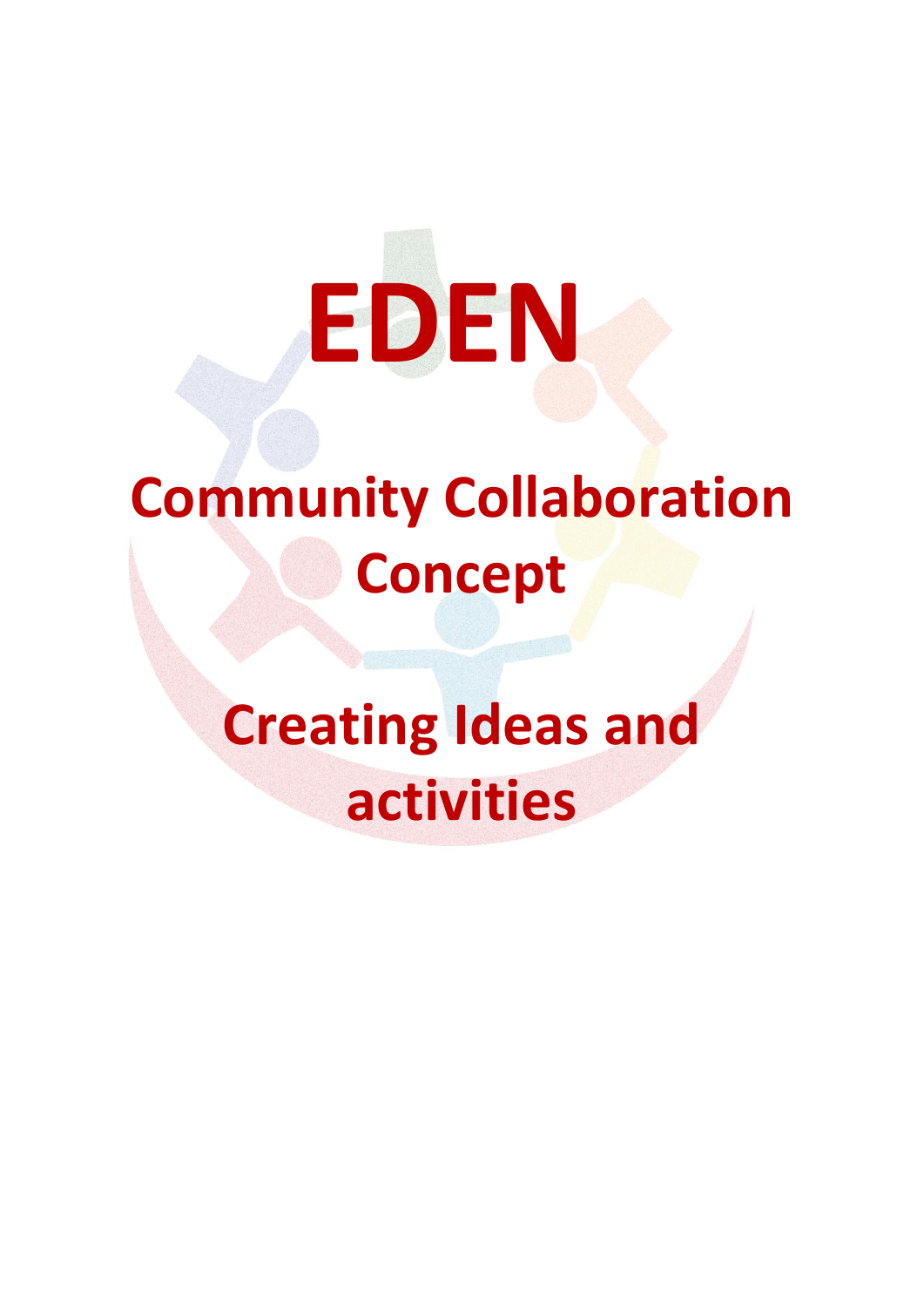# EDEN

## Community Collaboration Concept

## Creating Ideas and activities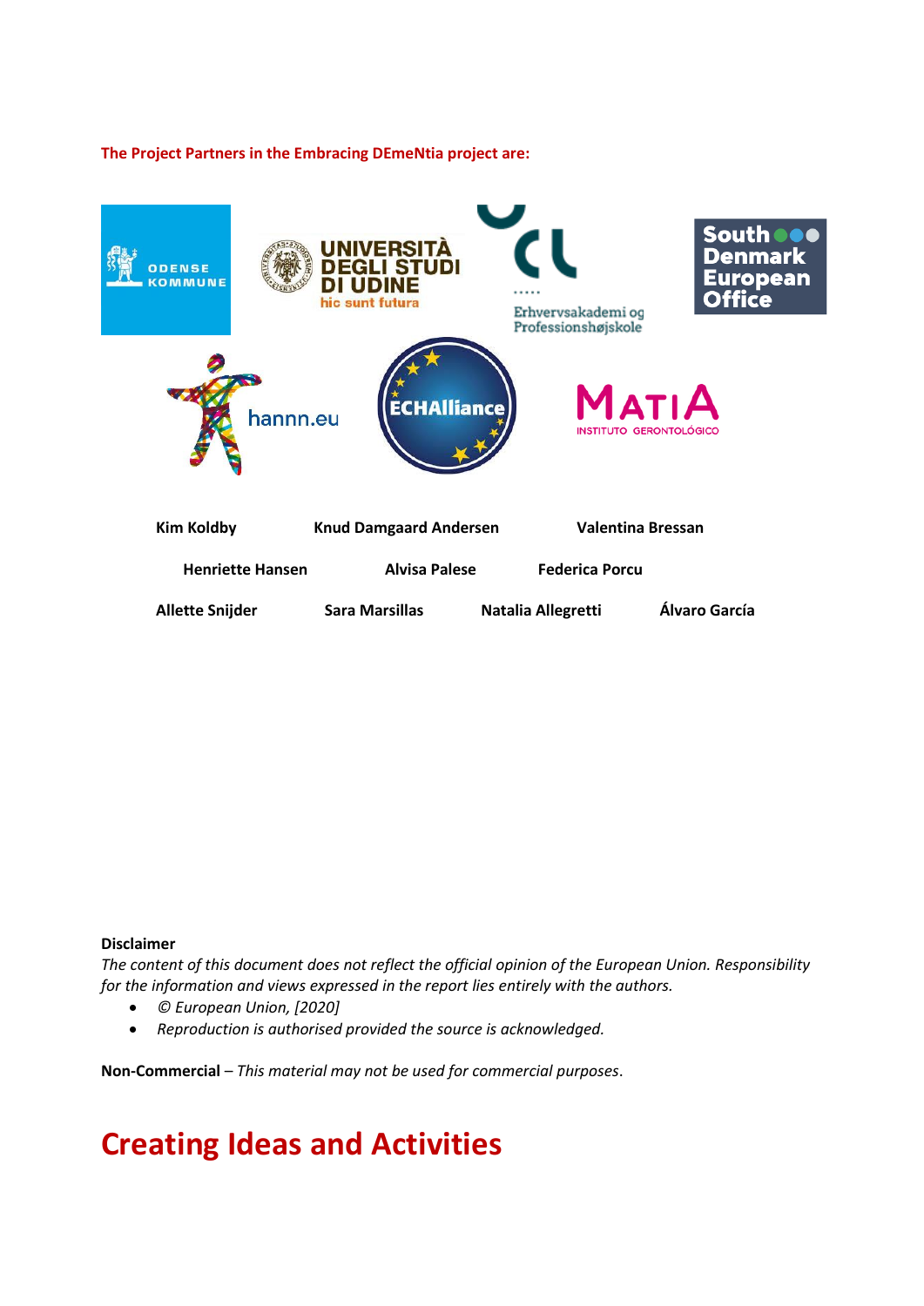**The Project Partners in the Embracing DEmeNtia project are:**

**Kim Koldby** **Knud Damgaard Andersen** **Valentina Bressan**

**Henriette Hansen** **Alvisa Palese** **Federica Porcu**

**Allette Snijder** **Sara Marsillas** **Natalia Allegretti** **Álvaro García**

**Disclaimer**

*The content of this document does not reflect the official opinion of the European Union. Responsibility for the information and views expressed in the report lies entirely with the authors.*

- *© European Union, [2020]*
- *Reproduction is authorised provided the source is acknowledged.*

**Non-Commercial** – *This material may not be used for commercial purposes*.

# Creating Ideas and Activities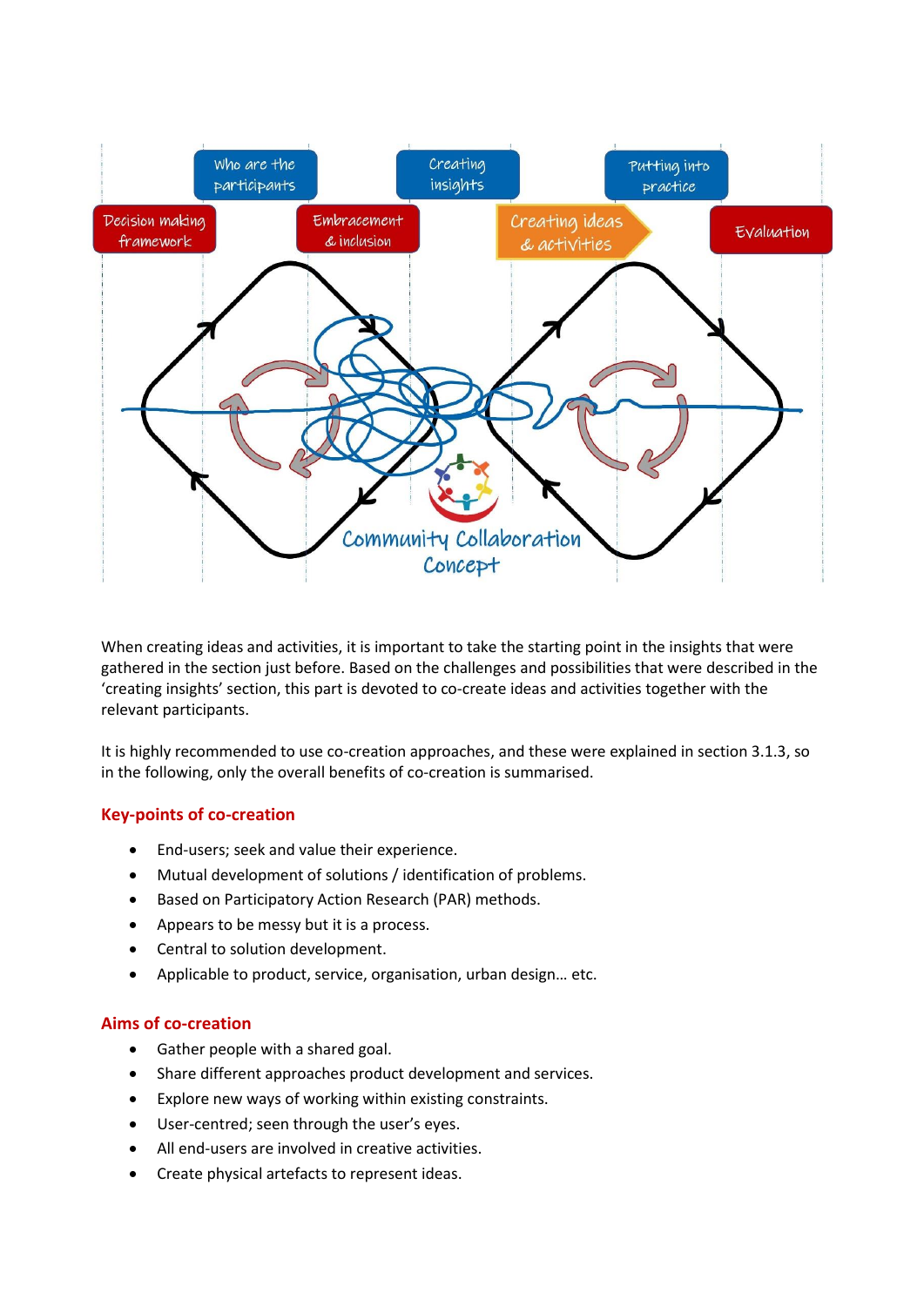When creating ideas and activities, it is important to take the starting point in the insights that were gathered in the section just before. Based on the challenges and possibilities that were described in the 'creating insights' section, this part is devoted to co-create ideas and activities together with the relevant participants.

It is highly recommended to use co-creation approaches, and these were explained in section 3.1.3, so in the following, only the overall benefits of co-creation is summarised.

### Key-points of co-creation

- End-users; seek and value their experience.
- Mutual development of solutions / identification of problems.
- Based on Participatory Action Research (PAR) methods.
- Appears to be messy but it is a process.
- Central to solution development.
- Applicable to product, service, organisation, urban design… etc.

### Aims of co-creation

- Gather people with a shared goal.
- Share different approaches product development and services.
- Explore new ways of working within existing constraints.
- User-centred; seen through the user's eyes.
- All end-users are involved in creative activities.
- Create physical artefacts to represent ideas.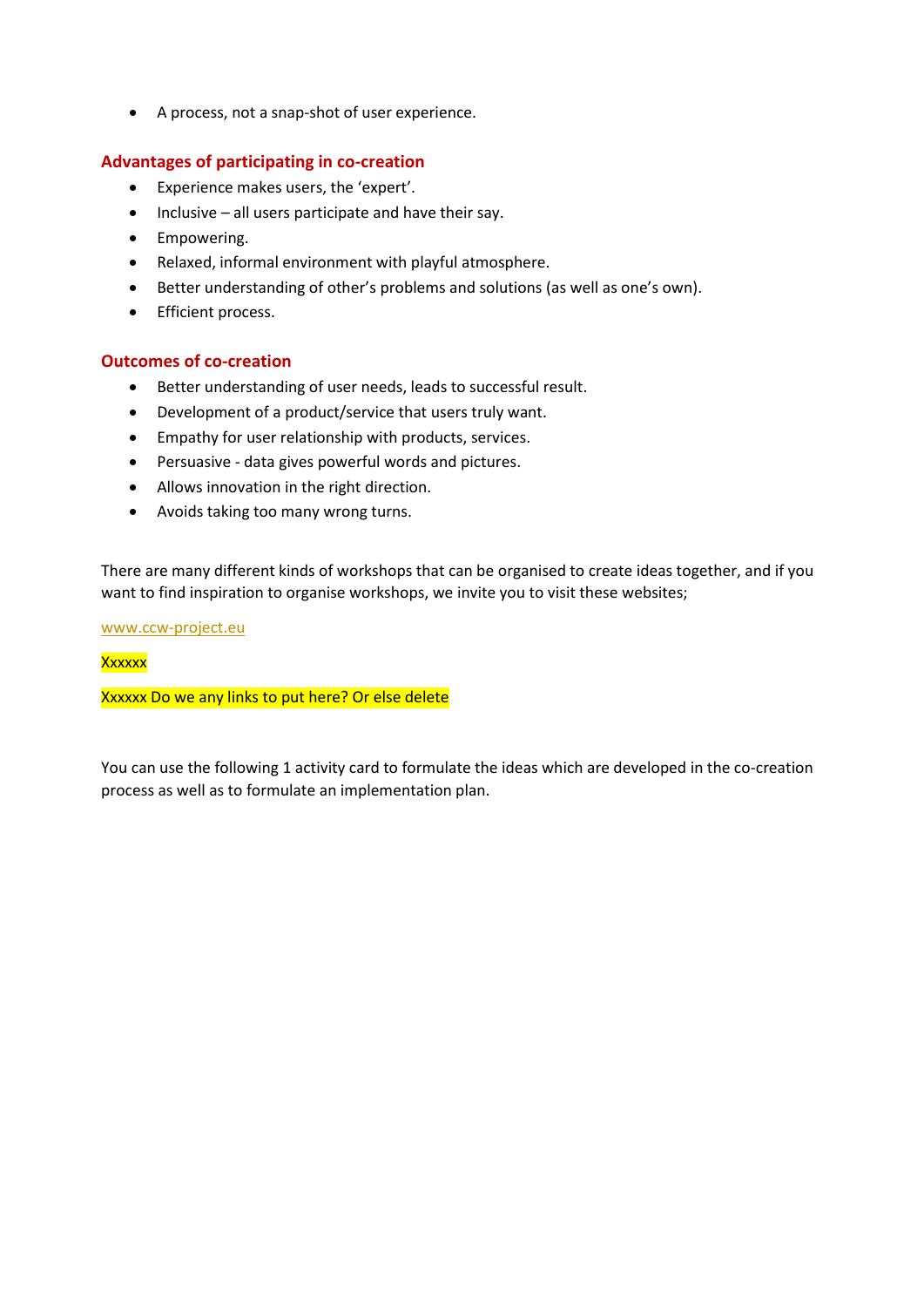- A process, not a snap-shot of user experience.

### Advantages of participating in co-creation

- Experience makes users, the 'expert'.
- Inclusive – all users participate and have their say.
- Empowering.
- Relaxed, informal environment with playful atmosphere.
- Better understanding of other's problems and solutions (as well as one's own).
- Efficient process.

### Outcomes of co-creation

- Better understanding of user needs, leads to successful result.
- Development of a product/service that users truly want.
- Empathy for user relationship with products, services.
- Persuasive - data gives powerful words and pictures.
- Allows innovation in the right direction.
- Avoids taking too many wrong turns.

There are many different kinds of workshops that can be organised to create ideas together, and if you want to find inspiration to organise workshops, we invite you to visit these websites;

www.ccw-project.eu

Xxxxxx

Xxxxxx Do we any links to put here? Or else delete

You can use the following 1 activity card to formulate the ideas which are developed in the co-creation process as well as to formulate an implementation plan.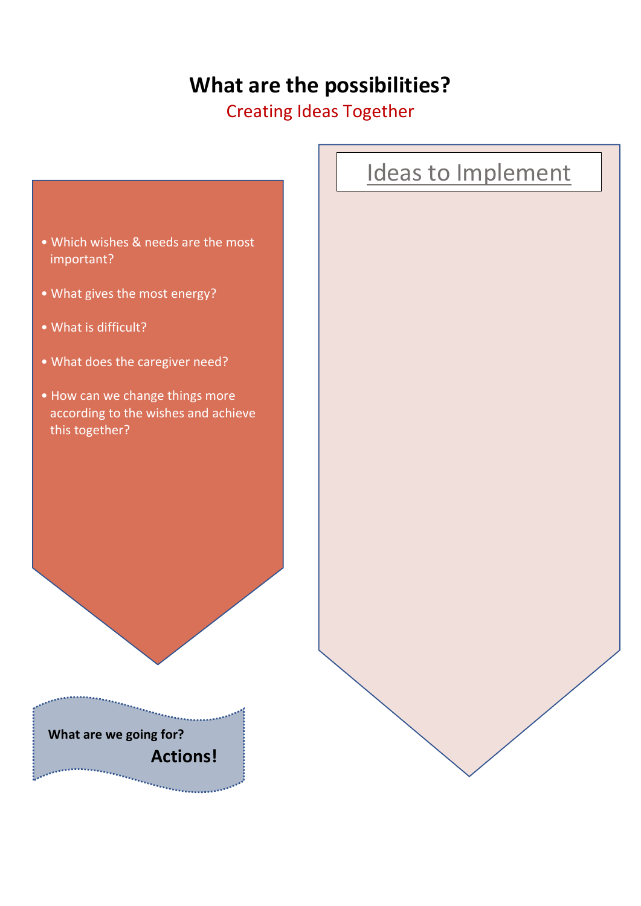# What are the possibilities?

Creating Ideas Together

- Which wishes & needs are the most important?
- What gives the most energy?
- What is difficult?
- What does the caregiver need?
- How can we change things more according to the wishes and achieve this together?

**What are we going for?**

**Actions!**

## Ideas to Implement